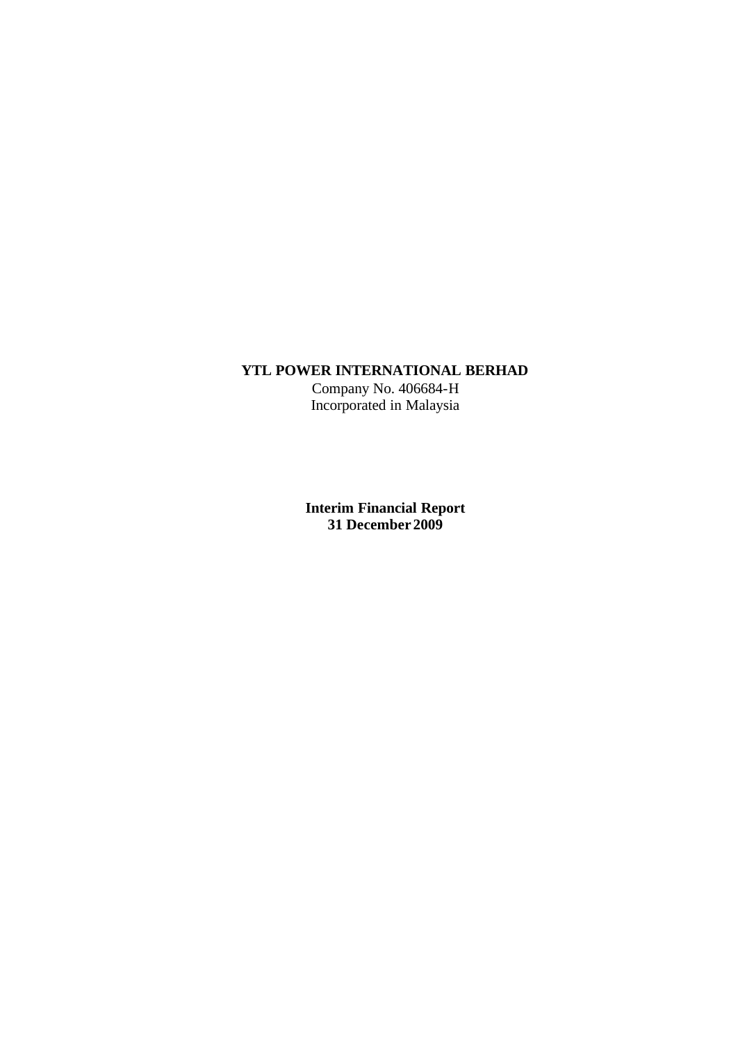**YTL POWER INTERNATIONAL BERHAD**
Company No. 406684-H
Incorporated in Malaysia

**Interim Financial Report**
**31 December 2009**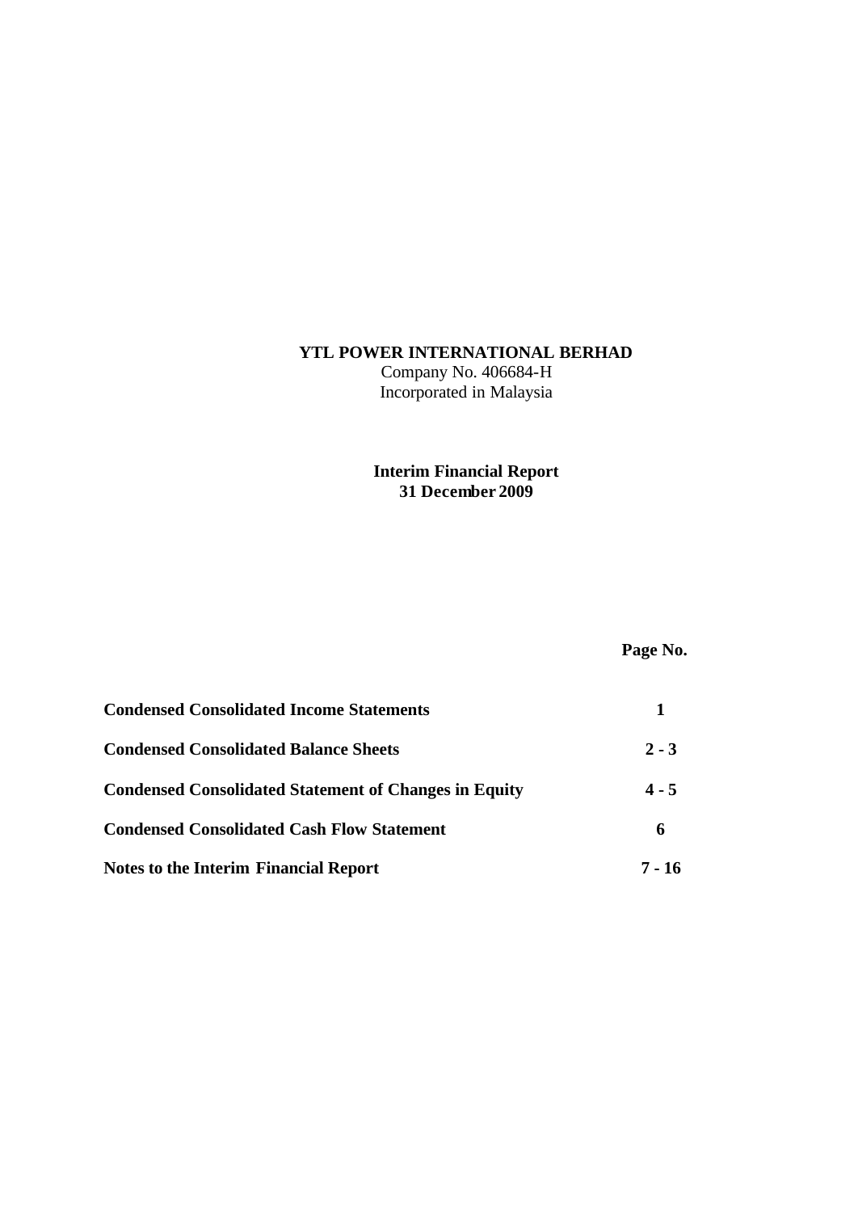# YTL POWER INTERNATIONAL BERHAD

Company No. 406684-H

Incorporated in Malaysia

## Interim Financial Report
## 31 December 2009

| | Page No. |
|---|---|
| **Condensed Consolidated Income Statements** | **1** |
| **Condensed Consolidated Balance Sheets** | **2 - 3** |
| **Condensed Consolidated Statement of Changes in Equity** | **4 - 5** |
| **Condensed Consolidated Cash Flow Statement** | **6** |
| **Notes to the Interim Financial Report** | **7 - 16** |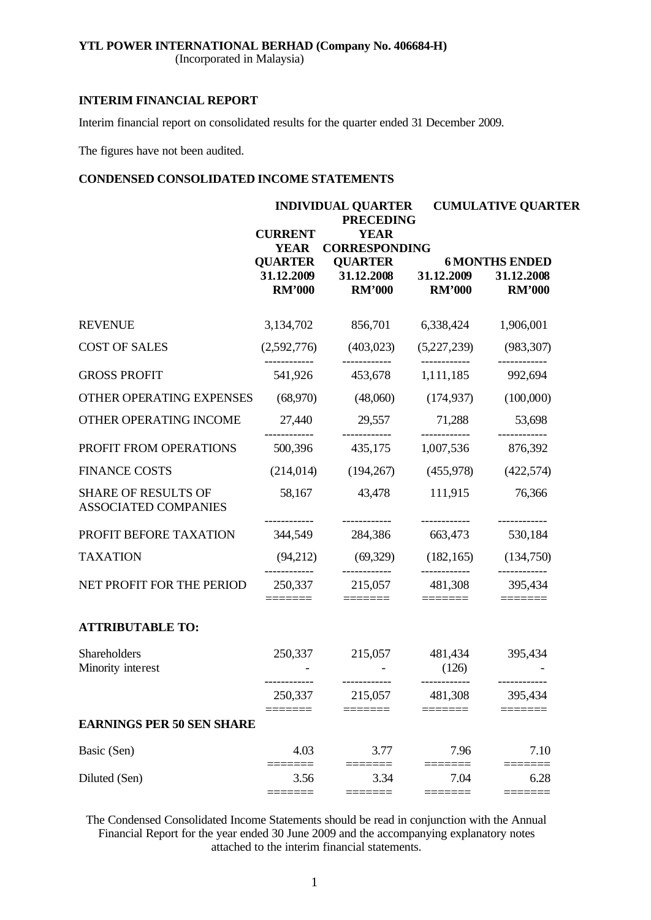**YTL POWER INTERNATIONAL BERHAD (Company No. 406684-H)**
(Incorporated in Malaysia)

**INTERIM FINANCIAL REPORT**

Interim financial report on consolidated results for the quarter ended 31 December 2009.

The figures have not been audited.

**CONDENSED CONSOLIDATED INCOME STATEMENTS**

| | INDIVIDUAL QUARTER | | CUMULATIVE QUARTER | |
|---|---|---|---|---|
| | CURRENT YEAR QUARTER | PRECEDING YEAR CORRESPONDING QUARTER | 6 MONTHS ENDED | |
| | 31.12.2009 | 31.12.2008 | 31.12.2009 | 31.12.2008 |
| | RM'000 | RM'000 | RM'000 | RM'000 |
| REVENUE | 3,134,702 | 856,701 | 6,338,424 | 1,906,001 |
| COST OF SALES | (2,592,776) | (403,023) | (5,227,239) | (983,307) |
| GROSS PROFIT | 541,926 | 453,678 | 1,111,185 | 992,694 |
| OTHER OPERATING EXPENSES | (68,970) | (48,060) | (174,937) | (100,000) |
| OTHER OPERATING INCOME | 27,440 | 29,557 | 71,288 | 53,698 |
| PROFIT FROM OPERATIONS | 500,396 | 435,175 | 1,007,536 | 876,392 |
| FINANCE COSTS | (214,014) | (194,267) | (455,978) | (422,574) |
| SHARE OF RESULTS OF ASSOCIATED COMPANIES | 58,167 | 43,478 | 111,915 | 76,366 |
| PROFIT BEFORE TAXATION | 344,549 | 284,386 | 663,473 | 530,184 |
| TAXATION | (94,212) | (69,329) | (182,165) | (134,750) |
| NET PROFIT FOR THE PERIOD | 250,337 | 215,057 | 481,308 | 395,434 |
| **ATTRIBUTABLE TO:** | | | | |
| Shareholders | 250,337 | 215,057 | 481,434 | 395,434 |
| Minority interest | - | - | (126) | - |
| | 250,337 | 215,057 | 481,308 | 395,434 |
| **EARNINGS PER 50 SEN SHARE** | | | | |
| Basic (Sen) | 4.03 | 3.77 | 7.96 | 7.10 |
| Diluted (Sen) | 3.56 | 3.34 | 7.04 | 6.28 |

The Condensed Consolidated Income Statements should be read in conjunction with the Annual Financial Report for the year ended 30 June 2009 and the accompanying explanatory notes attached to the interim financial statements.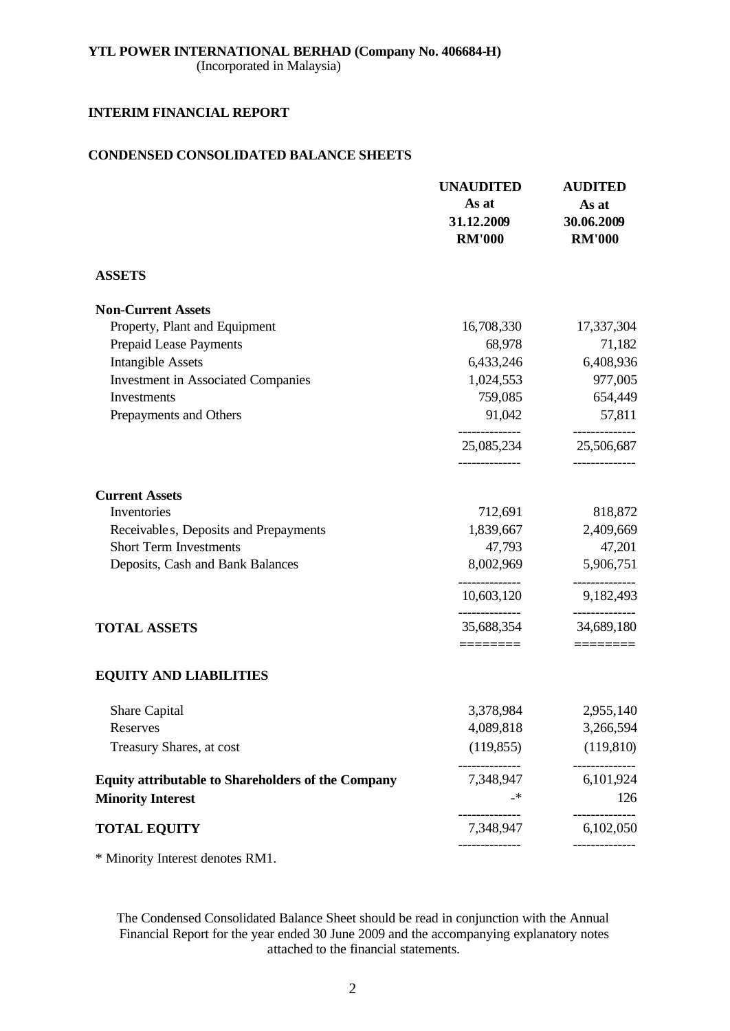**YTL POWER INTERNATIONAL BERHAD (Company No. 406684-H)**
(Incorporated in Malaysia)

## INTERIM FINANCIAL REPORT

## CONDENSED CONSOLIDATED BALANCE SHEETS

| | UNAUDITED As at 31.12.2009 RM'000 | AUDITED As at 30.06.2009 RM'000 |
|---|---|---|
| **ASSETS** | | |
| **Non-Current Assets** | | |
| Property, Plant and Equipment | 16,708,330 | 17,337,304 |
| Prepaid Lease Payments | 68,978 | 71,182 |
| Intangible Assets | 6,433,246 | 6,408,936 |
| Investment in Associated Companies | 1,024,553 | 977,005 |
| Investments | 759,085 | 654,449 |
| Prepayments and Others | 91,042 | 57,811 |
| | 25,085,234 | 25,506,687 |
| **Current Assets** | | |
| Inventories | 712,691 | 818,872 |
| Receivables, Deposits and Prepayments | 1,839,667 | 2,409,669 |
| Short Term Investments | 47,793 | 47,201 |
| Deposits, Cash and Bank Balances | 8,002,969 | 5,906,751 |
| | 10,603,120 | 9,182,493 |
| **TOTAL ASSETS** | 35,688,354 | 34,689,180 |
| **EQUITY AND LIABILITIES** | | |
| Share Capital | 3,378,984 | 2,955,140 |
| Reserves | 4,089,818 | 3,266,594 |
| Treasury Shares, at cost | (119,855) | (119,810) |
| **Equity attributable to Shareholders of the Company** | 7,348,947 | 6,101,924 |
| **Minority Interest** | -* | 126 |
| **TOTAL EQUITY** | 7,348,947 | 6,102,050 |

* Minority Interest denotes RM1.

The Condensed Consolidated Balance Sheet should be read in conjunction with the Annual Financial Report for the year ended 30 June 2009 and the accompanying explanatory notes attached to the financial statements.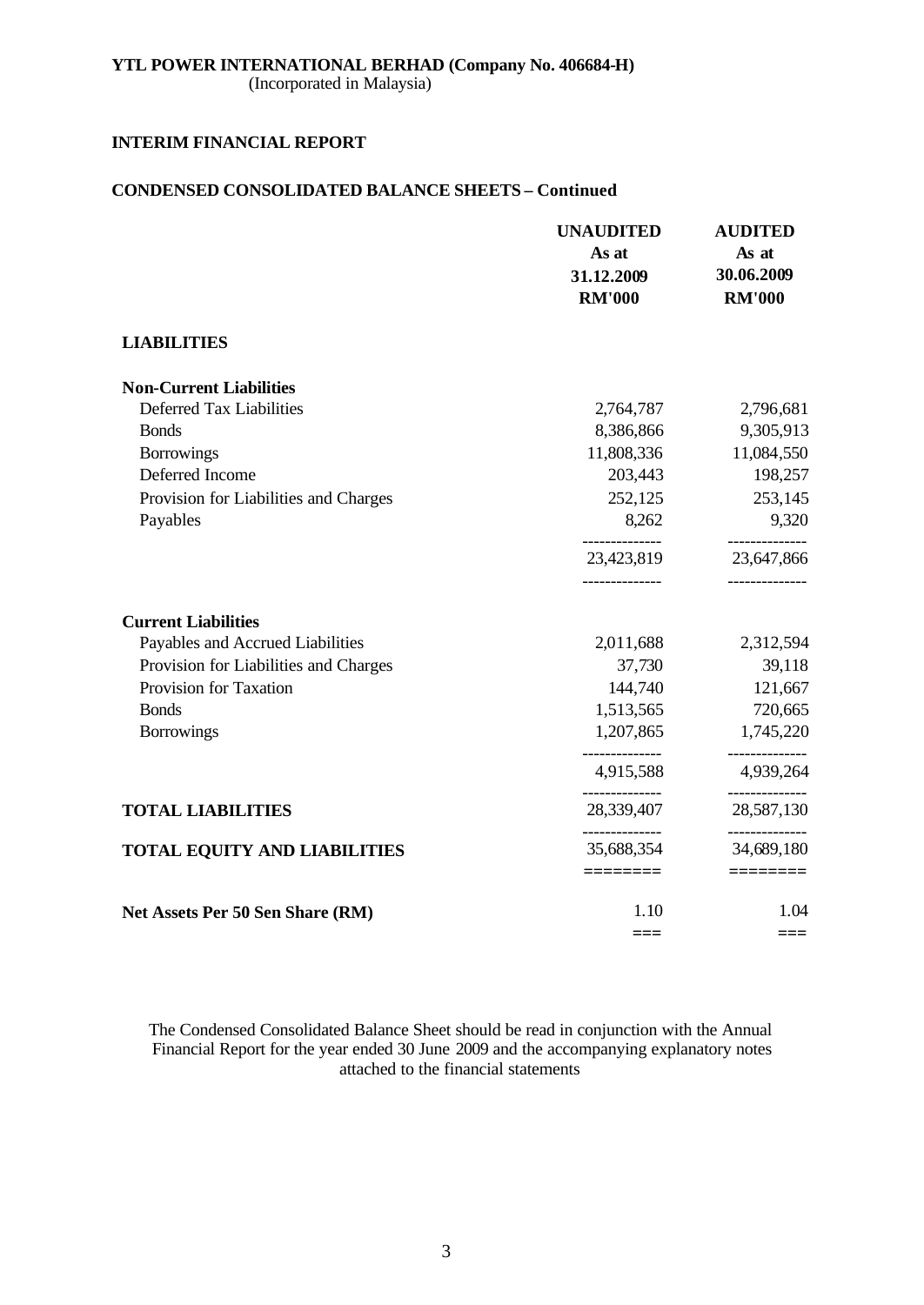**YTL POWER INTERNATIONAL BERHAD (Company No. 406684-H)**
(Incorporated in Malaysia)

**INTERIM FINANCIAL REPORT**

**CONDENSED CONSOLIDATED BALANCE SHEETS – Continued**

| | UNAUDITED As at 31.12.2009 RM'000 | AUDITED As at 30.06.2009 RM'000 |
|---|---|---|
| **LIABILITIES** | | |
| **Non-Current Liabilities** | | |
| Deferred Tax Liabilities | 2,764,787 | 2,796,681 |
| Bonds | 8,386,866 | 9,305,913 |
| Borrowings | 11,808,336 | 11,084,550 |
| Deferred Income | 203,443 | 198,257 |
| Provision for Liabilities and Charges | 252,125 | 253,145 |
| Payables | 8,262 | 9,320 |
| | 23,423,819 | 23,647,866 |
| **Current Liabilities** | | |
| Payables and Accrued Liabilities | 2,011,688 | 2,312,594 |
| Provision for Liabilities and Charges | 37,730 | 39,118 |
| Provision for Taxation | 144,740 | 121,667 |
| Bonds | 1,513,565 | 720,665 |
| Borrowings | 1,207,865 | 1,745,220 |
| | 4,915,588 | 4,939,264 |
| **TOTAL LIABILITIES** | 28,339,407 | 28,587,130 |
| **TOTAL EQUITY AND LIABILITIES** | 35,688,354 | 34,689,180 |
| **Net Assets Per 50 Sen Share (RM)** | 1.10 | 1.04 |

The Condensed Consolidated Balance Sheet should be read in conjunction with the Annual Financial Report for the year ended 30 June 2009 and the accompanying explanatory notes attached to the financial statements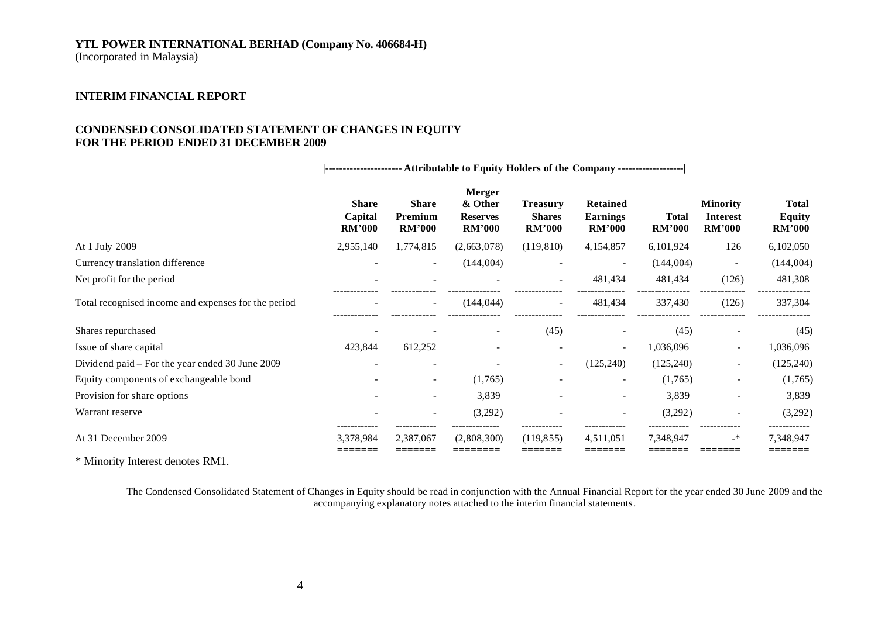**YTL POWER INTERNATIONAL BERHAD (Company No. 406684-H)**
(Incorporated in Malaysia)

**INTERIM FINANCIAL REPORT**

**CONDENSED CONSOLIDATED STATEMENT OF CHANGES IN EQUITY FOR THE PERIOD ENDED 31 DECEMBER 2009**

| | \|---------- Attributable to Equity Holders of the Company ----------\| | | | | | | | |
|---|---|---|---|---|---|---|---|---|
| | **Share Capital RM'000** | **Share Premium RM'000** | **Merger & Other Reserves RM'000** | **Treasury Shares RM'000** | **Retained Earnings RM'000** | **Total RM'000** | **Minority Interest RM'000** | **Total Equity RM'000** |
| At 1 July 2009 | 2,955,140 | 1,774,815 | (2,663,078) | (119,810) | 4,154,857 | 6,101,924 | 126 | 6,102,050 |
| Currency translation difference | - | - | (144,004) | - | - | (144,004) | - | (144,004) |
| Net profit for the period | - | - | - | - | 481,434 | 481,434 | (126) | 481,308 |
| Total recognised income and expenses for the period | - | - | (144,044) | - | 481,434 | 337,430 | (126) | 337,304 |
| Shares repurchased | - | - | - | (45) | - | (45) | - | (45) |
| Issue of share capital | 423,844 | 612,252 | - | - | - | 1,036,096 | - | 1,036,096 |
| Dividend paid – For the year ended 30 June 2009 | - | - | - | - | (125,240) | (125,240) | - | (125,240) |
| Equity components of exchangeable bond | - | - | (1,765) | - | - | (1,765) | - | (1,765) |
| Provision for share options | - | - | 3,839 | - | - | 3,839 | - | 3,839 |
| Warrant reserve | - | - | (3,292) | - | - | (3,292) | - | (3,292) |
| At 31 December 2009 | 3,378,984 | 2,387,067 | (2,808,300) | (119,855) | 4,511,051 | 7,348,947 | -* | 7,348,947 |

* Minority Interest denotes RM1.

The Condensed Consolidated Statement of Changes in Equity should be read in conjunction with the Annual Financial Report for the year ended 30 June 2009 and the accompanying explanatory notes attached to the interim financial statements.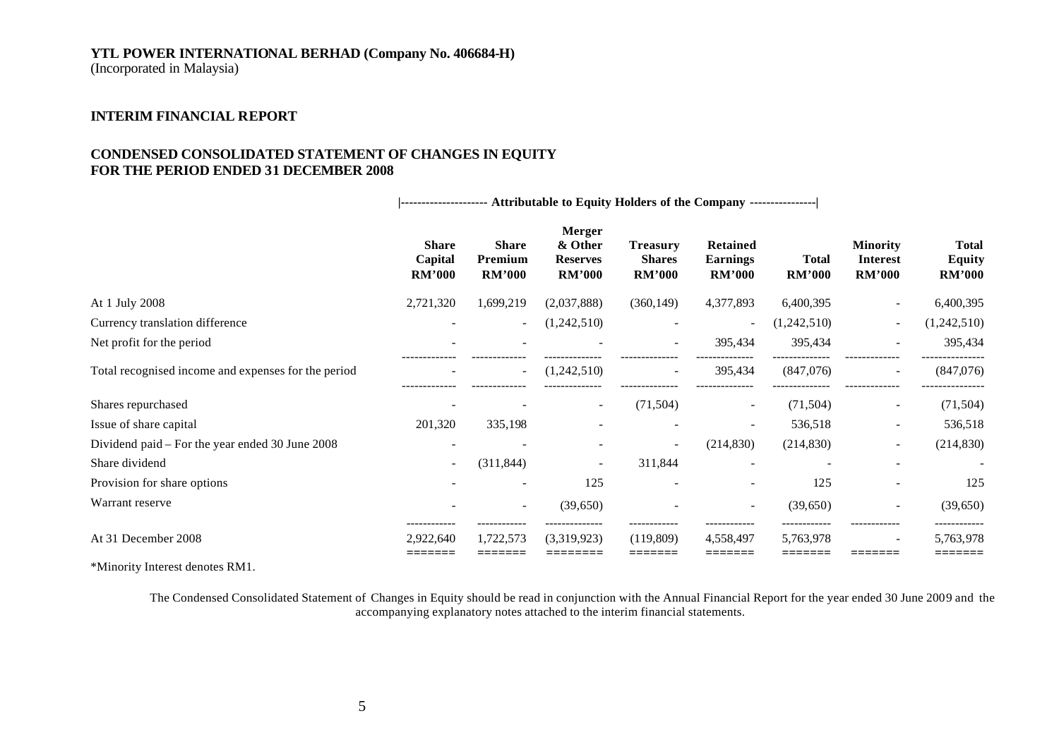**YTL POWER INTERNATIONAL BERHAD (Company No. 406684-H)**
(Incorporated in Malaysia)

**INTERIM FINANCIAL REPORT**

**CONDENSED CONSOLIDATED STATEMENT OF CHANGES IN EQUITY**
**FOR THE PERIOD ENDED 31 DECEMBER 2008**

| | \|---- Attributable to Equity Holders of the Company ----\| | | | | | | | |
|---|---|---|---|---|---|---|---|---|
| | **Share Capital RM'000** | **Share Premium RM'000** | **Merger & Other Reserves RM'000** | **Treasury Shares RM'000** | **Retained Earnings RM'000** | **Total RM'000** | **Minority Interest RM'000** | **Total Equity RM'000** |
| At 1 July 2008 | 2,721,320 | 1,699,219 | (2,037,888) | (360,149) | 4,377,893 | 6,400,395 | - | 6,400,395 |
| Currency translation difference | - | - | (1,242,510) | - | - | (1,242,510) | - | (1,242,510) |
| Net profit for the period | - | - | - | - | 395,434 | 395,434 | - | 395,434 |
| Total recognised income and expenses for the period | - | - | (1,242,510) | - | 395,434 | (847,076) | - | (847,076) |
| Shares repurchased | - | - | - | (71,504) | - | (71,504) | - | (71,504) |
| Issue of share capital | 201,320 | 335,198 | - | - | - | 536,518 | - | 536,518 |
| Dividend paid – For the year ended 30 June 2008 | - | - | - | - | (214,830) | (214,830) | - | (214,830) |
| Share dividend | - | (311,844) | - | 311,844 | - | - | - | - |
| Provision for share options | - | - | 125 | - | - | 125 | - | 125 |
| Warrant reserve | - | - | (39,650) | - | - | (39,650) | - | (39,650) |
| At 31 December 2008 | 2,922,640 | 1,722,573 | (3,319,923) | (119,809) | 4,558,497 | 5,763,978 | - | 5,763,978 |

*Minority Interest denotes RM1.

The Condensed Consolidated Statement of Changes in Equity should be read in conjunction with the Annual Financial Report for the year ended 30 June 2009 and the accompanying explanatory notes attached to the interim financial statements.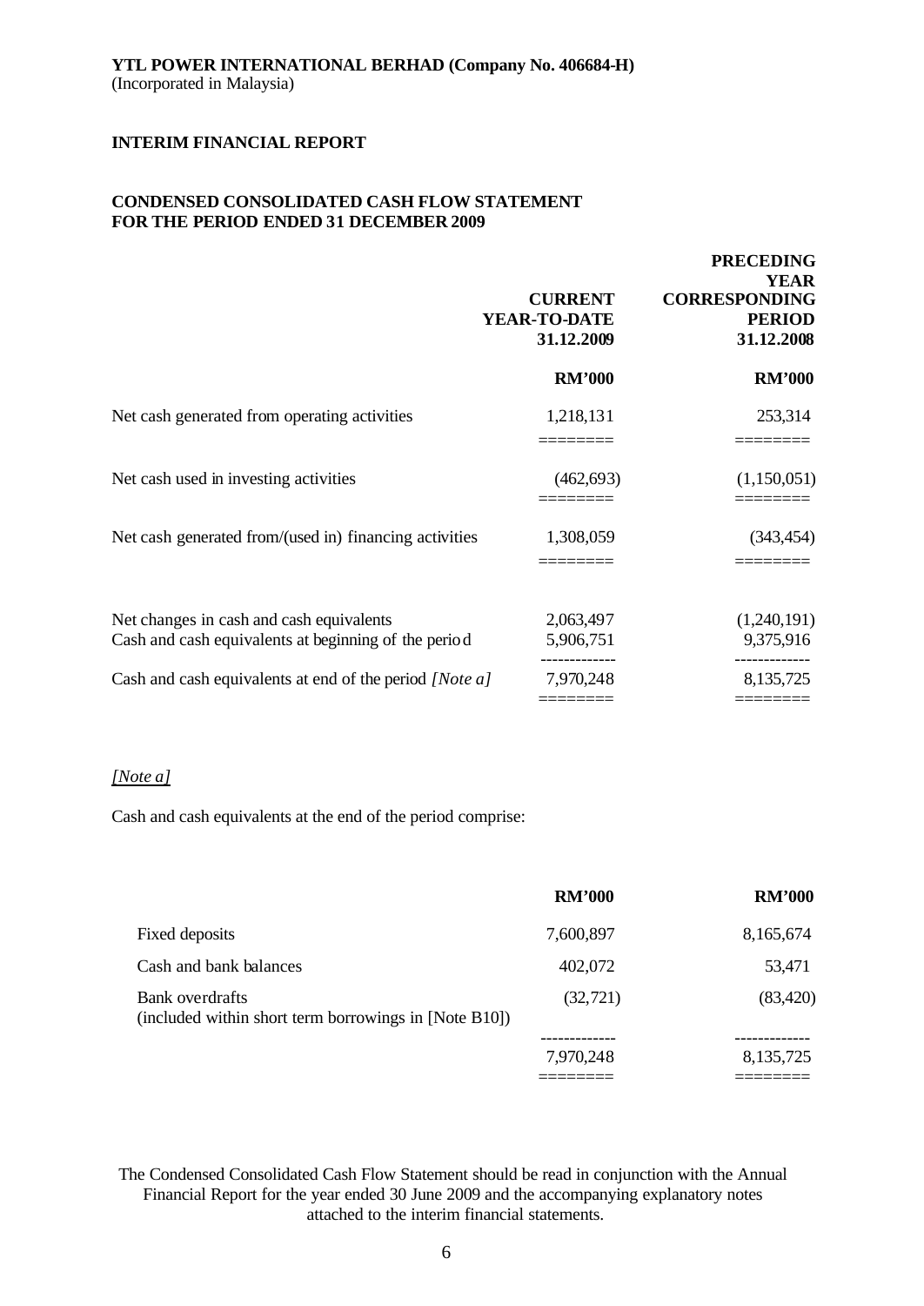**YTL POWER INTERNATIONAL BERHAD (Company No. 406684-H)**
(Incorporated in Malaysia)

**INTERIM FINANCIAL REPORT**

**CONDENSED CONSOLIDATED CASH FLOW STATEMENT**
**FOR THE PERIOD ENDED 31 DECEMBER 2009**

| | **CURRENT YEAR-TO-DATE 31.12.2009** | **PRECEDING YEAR CORRESPONDING PERIOD 31.12.2008** |
|---|---|---|
| | **RM'000** | **RM'000** |
| Net cash generated from operating activities | 1,218,131 | 253,314 |
| Net cash used in investing activities | (462,693) | (1,150,051) |
| Net cash generated from/(used in) financing activities | 1,308,059 | (343,454) |
| Net changes in cash and cash equivalents | 2,063,497 | (1,240,191) |
| Cash and cash equivalents at beginning of the period | 5,906,751 | 9,375,916 |
| Cash and cash equivalents at end of the period *[Note a]* | 7,970,248 | 8,135,725 |

*[Note a]*

Cash and cash equivalents at the end of the period comprise:

| | **RM'000** | **RM'000** |
|---|---|---|
| Fixed deposits | 7,600,897 | 8,165,674 |
| Cash and bank balances | 402,072 | 53,471 |
| Bank overdrafts (included within short term borrowings in [Note B10]) | (32,721) | (83,420) |
| | 7,970,248 | 8,135,725 |

The Condensed Consolidated Cash Flow Statement should be read in conjunction with the Annual Financial Report for the year ended 30 June 2009 and the accompanying explanatory notes attached to the interim financial statements.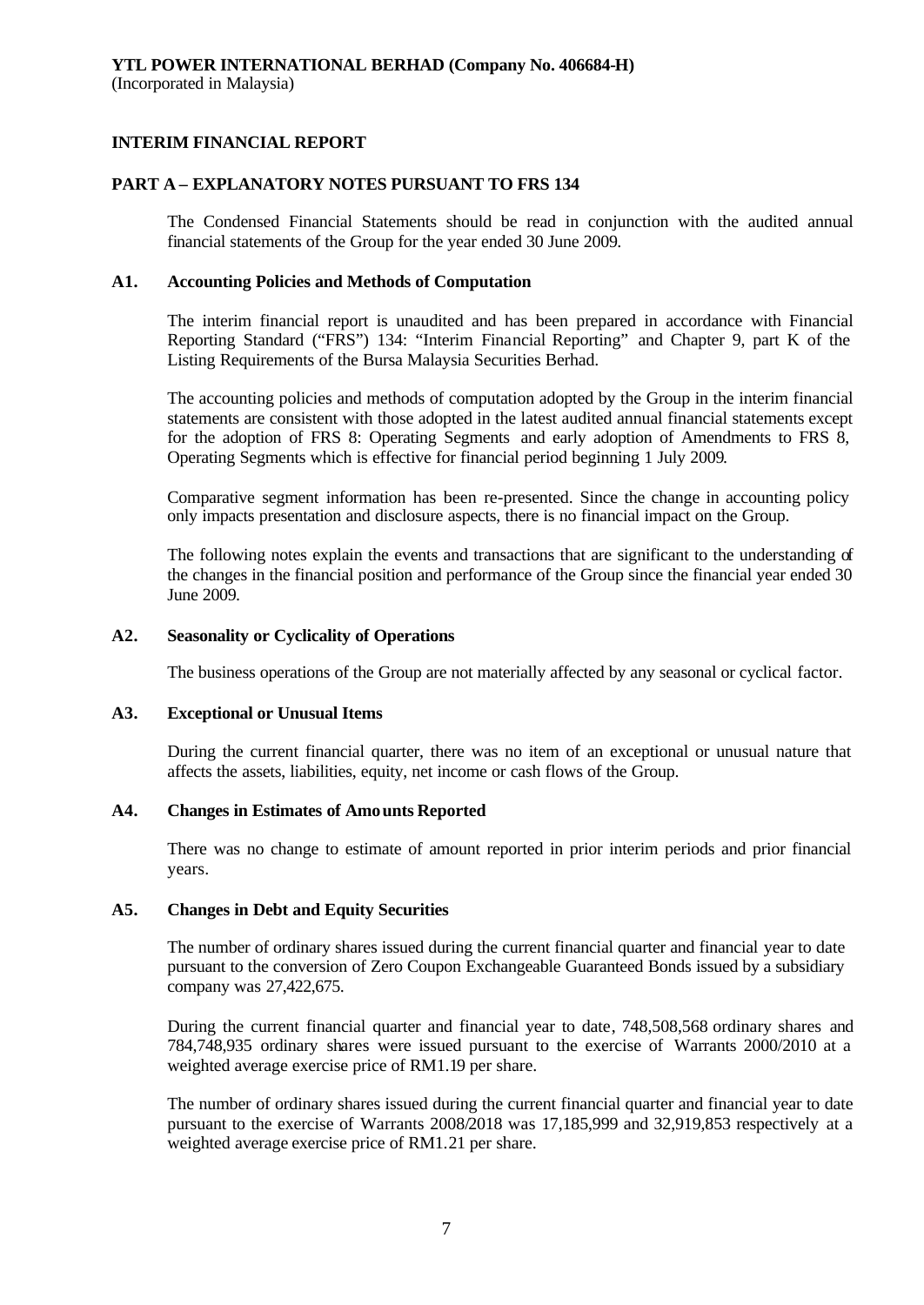**YTL POWER INTERNATIONAL BERHAD (Company No. 406684-H)**
(Incorporated in Malaysia)

## INTERIM FINANCIAL REPORT

### PART A – EXPLANATORY NOTES PURSUANT TO FRS 134

The Condensed Financial Statements should be read in conjunction with the audited annual financial statements of the Group for the year ended 30 June 2009.

### A1. Accounting Policies and Methods of Computation

The interim financial report is unaudited and has been prepared in accordance with Financial Reporting Standard ("FRS") 134: "Interim Financial Reporting" and Chapter 9, part K of the Listing Requirements of the Bursa Malaysia Securities Berhad.

The accounting policies and methods of computation adopted by the Group in the interim financial statements are consistent with those adopted in the latest audited annual financial statements except for the adoption of FRS 8: Operating Segments and early adoption of Amendments to FRS 8, Operating Segments which is effective for financial period beginning 1 July 2009.

Comparative segment information has been re-presented. Since the change in accounting policy only impacts presentation and disclosure aspects, there is no financial impact on the Group.

The following notes explain the events and transactions that are significant to the understanding of the changes in the financial position and performance of the Group since the financial year ended 30 June 2009.

### A2. Seasonality or Cyclicality of Operations

The business operations of the Group are not materially affected by any seasonal or cyclical factor.

### A3. Exceptional or Unusual Items

During the current financial quarter, there was no item of an exceptional or unusual nature that affects the assets, liabilities, equity, net income or cash flows of the Group.

### A4. Changes in Estimates of Amounts Reported

There was no change to estimate of amount reported in prior interim periods and prior financial years.

### A5. Changes in Debt and Equity Securities

The number of ordinary shares issued during the current financial quarter and financial year to date pursuant to the conversion of Zero Coupon Exchangeable Guaranteed Bonds issued by a subsidiary company was 27,422,675.

During the current financial quarter and financial year to date, 748,508,568 ordinary shares and 784,748,935 ordinary shares were issued pursuant to the exercise of Warrants 2000/2010 at a weighted average exercise price of RM1.19 per share.

The number of ordinary shares issued during the current financial quarter and financial year to date pursuant to the exercise of Warrants 2008/2018 was 17,185,999 and 32,919,853 respectively at a weighted average exercise price of RM1.21 per share.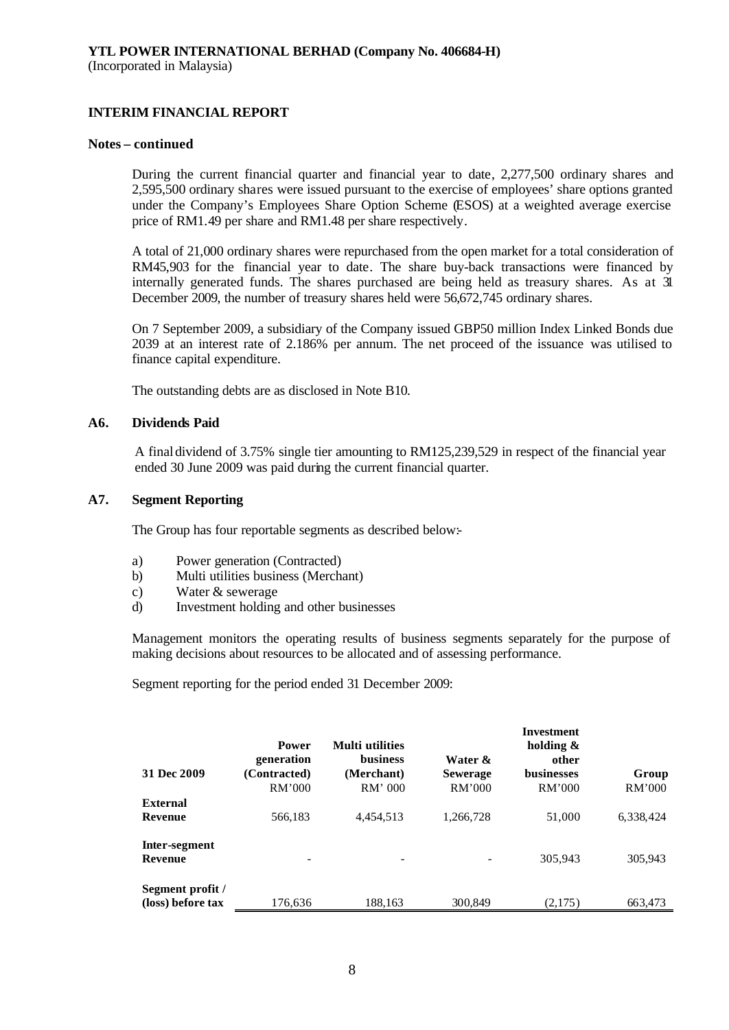**YTL POWER INTERNATIONAL BERHAD (Company No. 406684-H)**
(Incorporated in Malaysia)

**INTERIM FINANCIAL REPORT**

**Notes – continued**

During the current financial quarter and financial year to date, 2,277,500 ordinary shares and 2,595,500 ordinary shares were issued pursuant to the exercise of employees' share options granted under the Company's Employees Share Option Scheme (ESOS) at a weighted average exercise price of RM1.49 per share and RM1.48 per share respectively.

A total of 21,000 ordinary shares were repurchased from the open market for a total consideration of RM45,903 for the financial year to date. The share buy-back transactions were financed by internally generated funds. The shares purchased are being held as treasury shares. As at 31 December 2009, the number of treasury shares held were 56,672,745 ordinary shares.

On 7 September 2009, a subsidiary of the Company issued GBP50 million Index Linked Bonds due 2039 at an interest rate of 2.186% per annum. The net proceed of the issuance was utilised to finance capital expenditure.

The outstanding debts are as disclosed in Note B10.

## A6. Dividends Paid

A final dividend of 3.75% single tier amounting to RM125,239,529 in respect of the financial year ended 30 June 2009 was paid during the current financial quarter.

## A7. Segment Reporting

The Group has four reportable segments as described below:-

a) Power generation (Contracted)
b) Multi utilities business (Merchant)
c) Water & sewerage
d) Investment holding and other businesses

Management monitors the operating results of business segments separately for the purpose of making decisions about resources to be allocated and of assessing performance.

Segment reporting for the period ended 31 December 2009:

| 31 Dec 2009 | Power generation (Contracted) RM'000 | Multi utilities business (Merchant) RM' 000 | Water & Sewerage RM'000 | Investment holding & other businesses RM'000 | Group RM'000 |
|---|---|---|---|---|---|
| **External Revenue** | 566,183 | 4,454,513 | 1,266,728 | 51,000 | 6,338,424 |
| **Inter-segment Revenue** | - | - | - | 305,943 | 305,943 |
| **Segment profit / (loss) before tax** | 176,636 | 188,163 | 300,849 | (2,175) | 663,473 |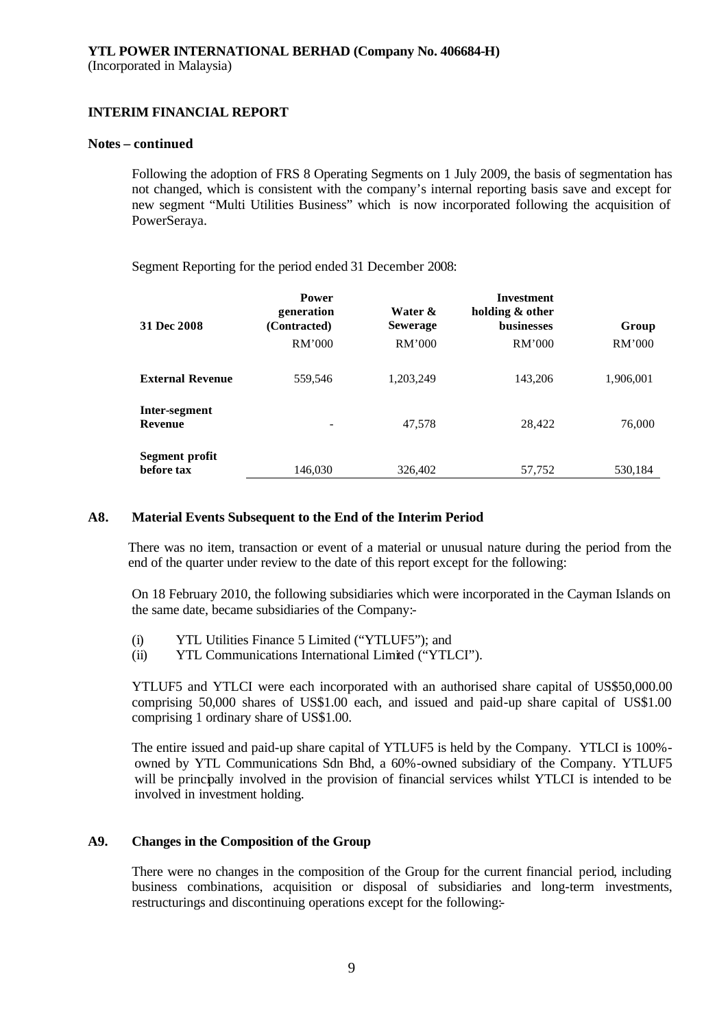**YTL POWER INTERNATIONAL BERHAD (Company No. 406684-H)**
(Incorporated in Malaysia)

**INTERIM FINANCIAL REPORT**

**Notes – continued**

Following the adoption of FRS 8 Operating Segments on 1 July 2009, the basis of segmentation has not changed, which is consistent with the company's internal reporting basis save and except for new segment "Multi Utilities Business" which is now incorporated following the acquisition of PowerSeraya.

Segment Reporting for the period ended 31 December 2008:

| 31 Dec 2008 | Power generation (Contracted) | Water & Sewerage | Investment holding & other businesses | Group |
|---|---|---|---|---|
| | RM'000 | RM'000 | RM'000 | RM'000 |
| **External Revenue** | 559,546 | 1,203,249 | 143,206 | 1,906,001 |
| **Inter-segment Revenue** | - | 47,578 | 28,422 | 76,000 |
| **Segment profit before tax** | 146,030 | 326,402 | 57,752 | 530,184 |

## A8. Material Events Subsequent to the End of the Interim Period

There was no item, transaction or event of a material or unusual nature during the period from the end of the quarter under review to the date of this report except for the following:

On 18 February 2010, the following subsidiaries which were incorporated in the Cayman Islands on the same date, became subsidiaries of the Company:-

(i) YTL Utilities Finance 5 Limited ("YTLUF5"); and
(ii) YTL Communications International Limited ("YTLCI").

YTLUF5 and YTLCI were each incorporated with an authorised share capital of US$50,000.00 comprising 50,000 shares of US$1.00 each, and issued and paid-up share capital of US$1.00 comprising 1 ordinary share of US$1.00.

The entire issued and paid-up share capital of YTLUF5 is held by the Company. YTLCI is 100%-owned by YTL Communications Sdn Bhd, a 60%-owned subsidiary of the Company. YTLUF5 will be principally involved in the provision of financial services whilst YTLCI is intended to be involved in investment holding.

## A9. Changes in the Composition of the Group

There were no changes in the composition of the Group for the current financial period, including business combinations, acquisition or disposal of subsidiaries and long-term investments, restructurings and discontinuing operations except for the following:-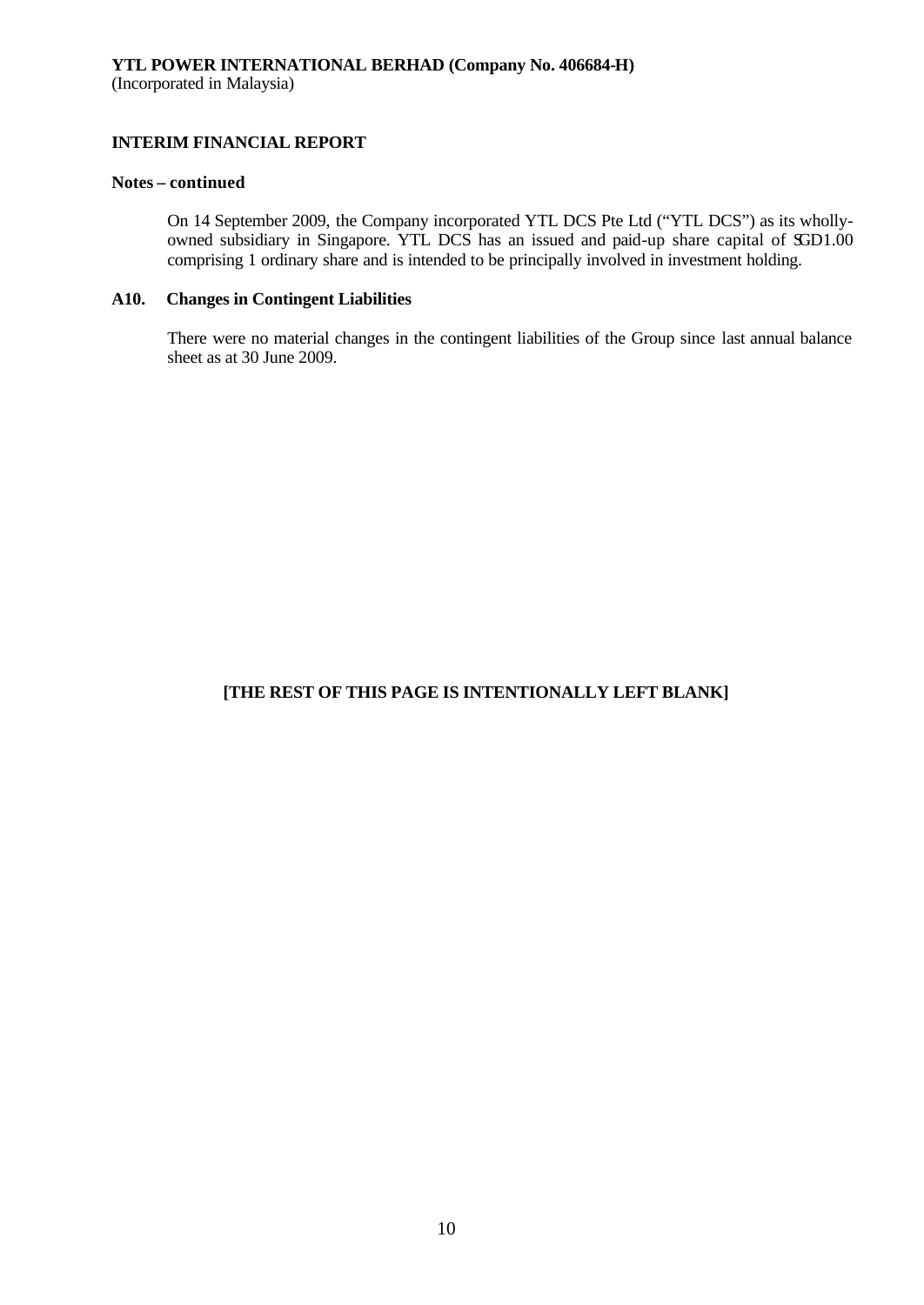**Notes – continued**

On 14 September 2009, the Company incorporated YTL DCS Pte Ltd ("YTL DCS") as its wholly-owned subsidiary in Singapore. YTL DCS has an issued and paid-up share capital of SGD1.00 comprising 1 ordinary share and is intended to be principally involved in investment holding.

**A10. Changes in Contingent Liabilities**

There were no material changes in the contingent liabilities of the Group since last annual balance sheet as at 30 June 2009.

**[THE REST OF THIS PAGE IS INTENTIONALLY LEFT BLANK]**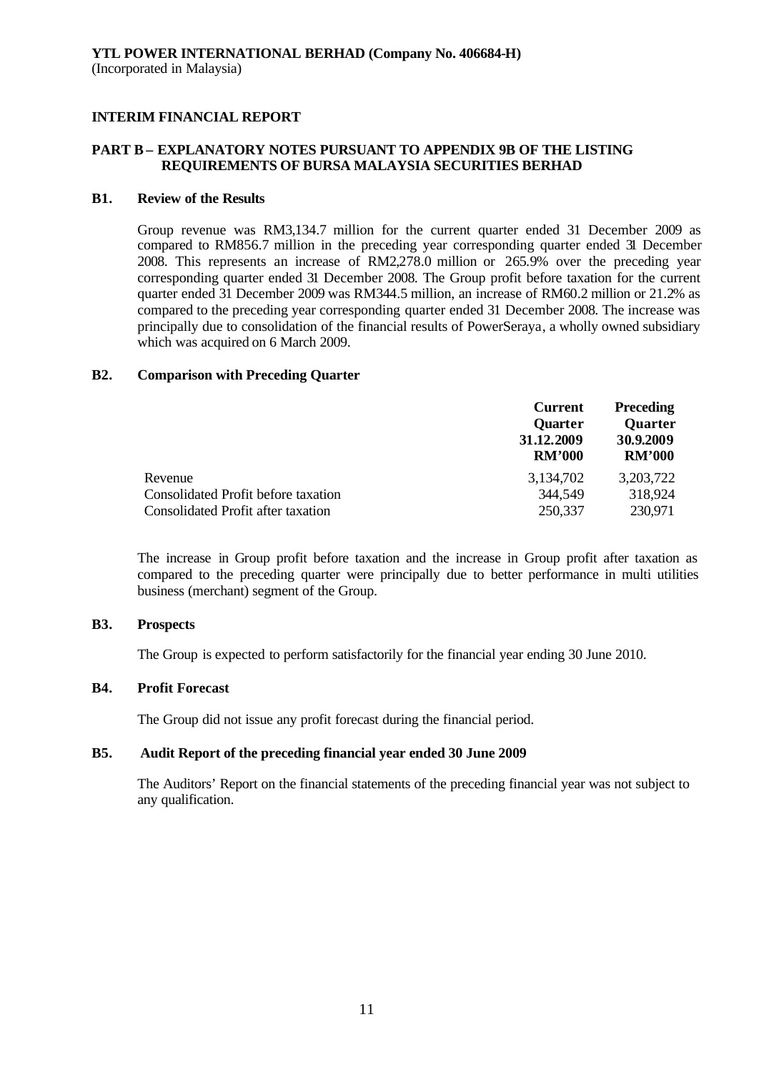**YTL POWER INTERNATIONAL BERHAD (Company No. 406684-H)**
(Incorporated in Malaysia)

**INTERIM FINANCIAL REPORT**

**PART B – EXPLANATORY NOTES PURSUANT TO APPENDIX 9B OF THE LISTING REQUIREMENTS OF BURSA MALAYSIA SECURITIES BERHAD**

**B1. Review of the Results**

Group revenue was RM3,134.7 million for the current quarter ended 31 December 2009 as compared to RM856.7 million in the preceding year corresponding quarter ended 31 December 2008. This represents an increase of RM2,278.0 million or 265.9% over the preceding year corresponding quarter ended 31 December 2008. The Group profit before taxation for the current quarter ended 31 December 2009 was RM344.5 million, an increase of RM60.2 million or 21.2% as compared to the preceding year corresponding quarter ended 31 December 2008. The increase was principally due to consolidation of the financial results of PowerSeraya, a wholly owned subsidiary which was acquired on 6 March 2009.

**B2. Comparison with Preceding Quarter**

| | **Current Quarter 31.12.2009 RM'000** | **Preceding Quarter 30.9.2009 RM'000** |
|---|---|---|
| Revenue | 3,134,702 | 3,203,722 |
| Consolidated Profit before taxation | 344,549 | 318,924 |
| Consolidated Profit after taxation | 250,337 | 230,971 |

The increase in Group profit before taxation and the increase in Group profit after taxation as compared to the preceding quarter were principally due to better performance in multi utilities business (merchant) segment of the Group.

**B3. Prospects**

The Group is expected to perform satisfactorily for the financial year ending 30 June 2010.

**B4. Profit Forecast**

The Group did not issue any profit forecast during the financial period.

**B5. Audit Report of the preceding financial year ended 30 June 2009**

The Auditors' Report on the financial statements of the preceding financial year was not subject to any qualification.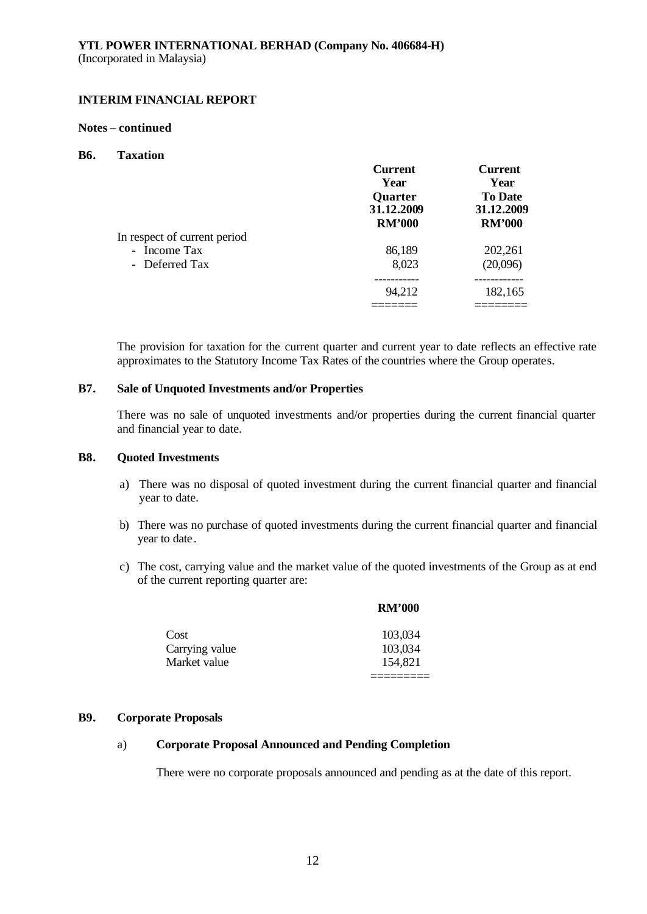**YTL POWER INTERNATIONAL BERHAD (Company No. 406684-H)**
(Incorporated in Malaysia)

**INTERIM FINANCIAL REPORT**

**Notes – continued**

**B6. Taxation**

| | Current Year Quarter 31.12.2009 RM'000 | Current Year To Date 31.12.2009 RM'000 |
|---|---|---|
| In respect of current period | | |
| - Income Tax | 86,189 | 202,261 |
| - Deferred Tax | 8,023 | (20,096) |
| | 94,212 | 182,165 |

The provision for taxation for the current quarter and current year to date reflects an effective rate approximates to the Statutory Income Tax Rates of the countries where the Group operates.

**B7. Sale of Unquoted Investments and/or Properties**

There was no sale of unquoted investments and/or properties during the current financial quarter and financial year to date.

**B8. Quoted Investments**

a) There was no disposal of quoted investment during the current financial quarter and financial year to date.

b) There was no purchase of quoted investments during the current financial quarter and financial year to date.

c) The cost, carrying value and the market value of the quoted investments of the Group as at end of the current reporting quarter are:

| | RM'000 |
|---|---|
| Cost | 103,034 |
| Carrying value | 103,034 |
| Market value | 154,821 |

**B9. Corporate Proposals**

a) **Corporate Proposal Announced and Pending Completion**

There were no corporate proposals announced and pending as at the date of this report.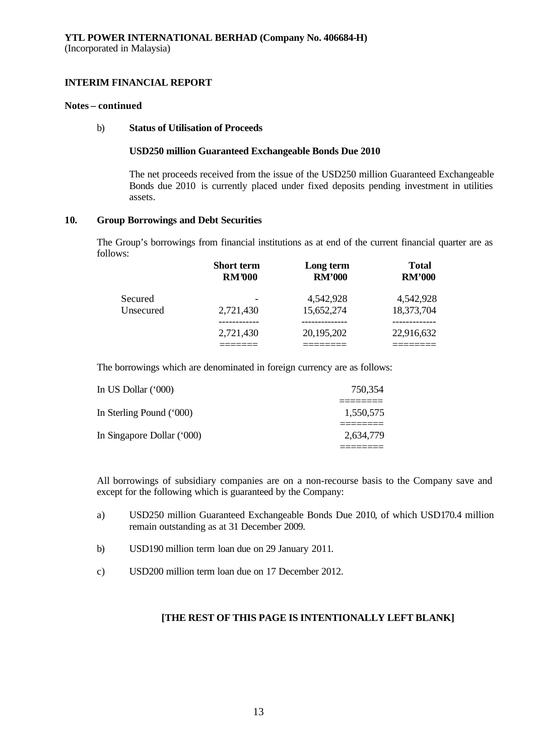**YTL POWER INTERNATIONAL BERHAD (Company No. 406684-H)**
(Incorporated in Malaysia)

**INTERIM FINANCIAL REPORT**

**Notes – continued**

b) **Status of Utilisation of Proceeds**

**USD250 million Guaranteed Exchangeable Bonds Due 2010**

The net proceeds received from the issue of the USD250 million Guaranteed Exchangeable Bonds due 2010 is currently placed under fixed deposits pending investment in utilities assets.

## 10. Group Borrowings and Debt Securities

The Group's borrowings from financial institutions as at end of the current financial quarter are as follows:

| | Short term RM'000 | Long term RM'000 | Total RM'000 |
|---|---|---|---|
| Secured | - | 4,542,928 | 4,542,928 |
| Unsecured | 2,721,430 | 15,652,274 | 18,373,704 |
| | 2,721,430 | 20,195,202 | 22,916,632 |

The borrowings which are denominated in foreign currency are as follows:

| | |
|---|---|
| In US Dollar ('000) | 750,354 |
| In Sterling Pound ('000) | 1,550,575 |
| In Singapore Dollar ('000) | 2,634,779 |

All borrowings of subsidiary companies are on a non-recourse basis to the Company save and except for the following which is guaranteed by the Company:

a) USD250 million Guaranteed Exchangeable Bonds Due 2010, of which USD170.4 million remain outstanding as at 31 December 2009.

b) USD190 million term loan due on 29 January 2011.

c) USD200 million term loan due on 17 December 2012.

**[THE REST OF THIS PAGE IS INTENTIONALLY LEFT BLANK]**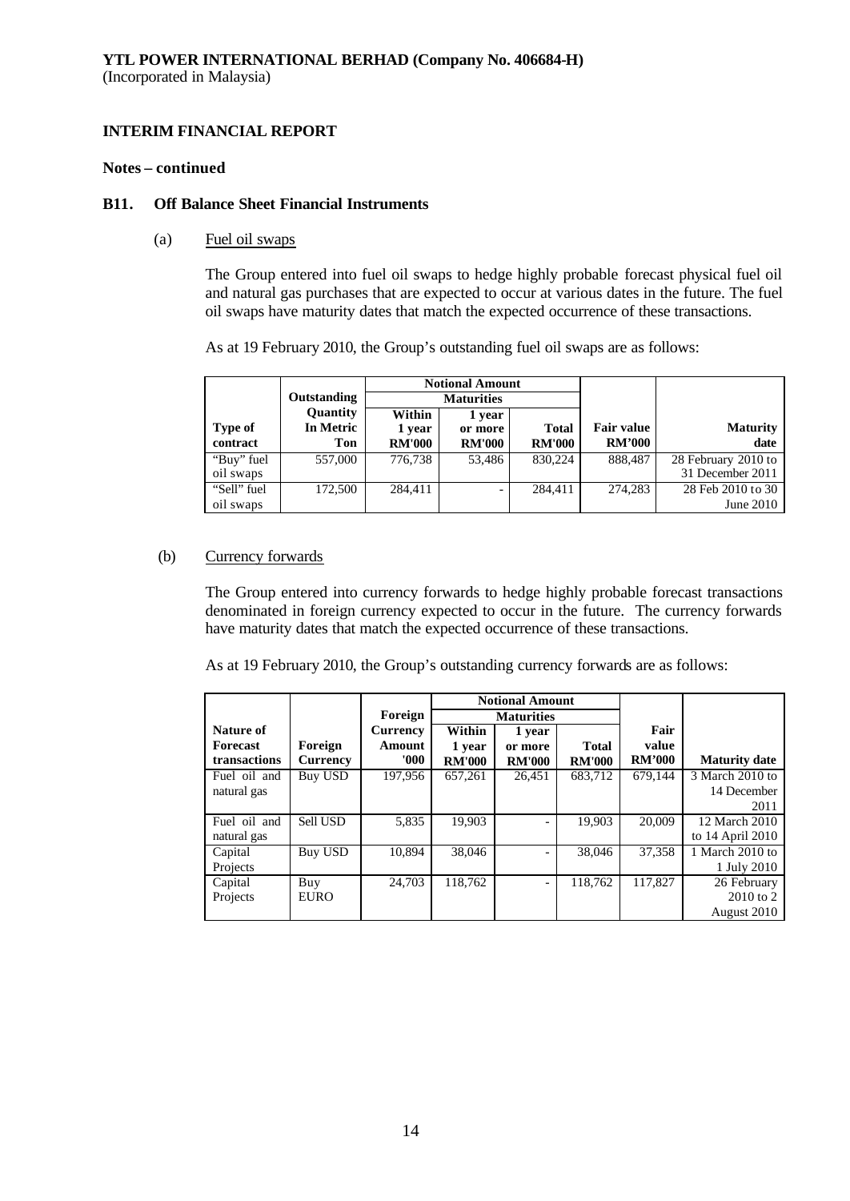**YTL POWER INTERNATIONAL BERHAD (Company No. 406684-H)**
(Incorporated in Malaysia)

**INTERIM FINANCIAL REPORT**

**Notes – continued**

**B11. Off Balance Sheet Financial Instruments**

(a) Fuel oil swaps

The Group entered into fuel oil swaps to hedge highly probable forecast physical fuel oil and natural gas purchases that are expected to occur at various dates in the future. The fuel oil swaps have maturity dates that match the expected occurrence of these transactions.

As at 19 February 2010, the Group's outstanding fuel oil swaps are as follows:

| Type of contract | Outstanding Quantity In Metric Ton | Notional Amount Maturities Within 1 year RM'000 | 1 year or more RM'000 | Total RM'000 | Fair value RM'000 | Maturity date |
|---|---|---|---|---|---|---|
| "Buy" fuel oil swaps | 557,000 | 776,738 | 53,486 | 830,224 | 888,487 | 28 February 2010 to 31 December 2011 |
| "Sell" fuel oil swaps | 172,500 | 284,411 | - | 284,411 | 274,283 | 28 Feb 2010 to 30 June 2010 |

(b) Currency forwards

The Group entered into currency forwards to hedge highly probable forecast transactions denominated in foreign currency expected to occur in the future. The currency forwards have maturity dates that match the expected occurrence of these transactions.

As at 19 February 2010, the Group's outstanding currency forwards are as follows:

| Nature of Forecast transactions | Foreign Currency | Foreign Currency Amount '000 | Notional Amount Maturities Within 1 year RM'000 | 1 year or more RM'000 | Total RM'000 | Fair value RM'000 | Maturity date |
|---|---|---|---|---|---|---|---|
| Fuel oil and natural gas | Buy USD | 197,956 | 657,261 | 26,451 | 683,712 | 679,144 | 3 March 2010 to 14 December 2011 |
| Fuel oil and natural gas | Sell USD | 5,835 | 19,903 | - | 19,903 | 20,009 | 12 March 2010 to 14 April 2010 |
| Capital Projects | Buy USD | 10,894 | 38,046 | - | 38,046 | 37,358 | 1 March 2010 to 1 July 2010 |
| Capital Projects | Buy EURO | 24,703 | 118,762 | - | 118,762 | 117,827 | 26 February 2010 to 2 August 2010 |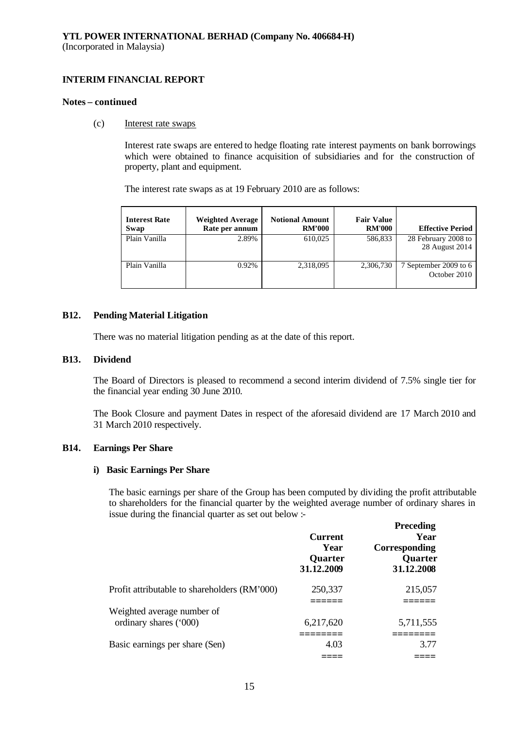**YTL POWER INTERNATIONAL BERHAD (Company No. 406684-H)**
(Incorporated in Malaysia)

**INTERIM FINANCIAL REPORT**

**Notes – continued**

(c) Interest rate swaps

Interest rate swaps are entered to hedge floating rate interest payments on bank borrowings which were obtained to finance acquisition of subsidiaries and for the construction of property, plant and equipment.

The interest rate swaps as at 19 February 2010 are as follows:

| Interest Rate Swap | Weighted Average Rate per annum | Notional Amount RM'000 | Fair Value RM'000 | Effective Period |
|---|---|---|---|---|
| Plain Vanilla | 2.89% | 610,025 | 586,833 | 28 February 2008 to 28 August 2014 |
| Plain Vanilla | 0.92% | 2,318,095 | 2,306,730 | 7 September 2009 to 6 October 2010 |

## B12. Pending Material Litigation

There was no material litigation pending as at the date of this report.

## B13. Dividend

The Board of Directors is pleased to recommend a second interim dividend of 7.5% single tier for the financial year ending 30 June 2010.

The Book Closure and payment Dates in respect of the aforesaid dividend are 17 March 2010 and 31 March 2010 respectively.

## B14. Earnings Per Share

**i) Basic Earnings Per Share**

The basic earnings per share of the Group has been computed by dividing the profit attributable to shareholders for the financial quarter by the weighted average number of ordinary shares in issue during the financial quarter as set out below :-

| | Current Year Quarter 31.12.2009 | Preceding Year Corresponding Quarter 31.12.2008 |
|---|---|---|
| Profit attributable to shareholders (RM'000) | 250,337 | 215,057 |
| Weighted average number of ordinary shares ('000) | 6,217,620 | 5,711,555 |
| Basic earnings per share (Sen) | 4.03 | 3.77 |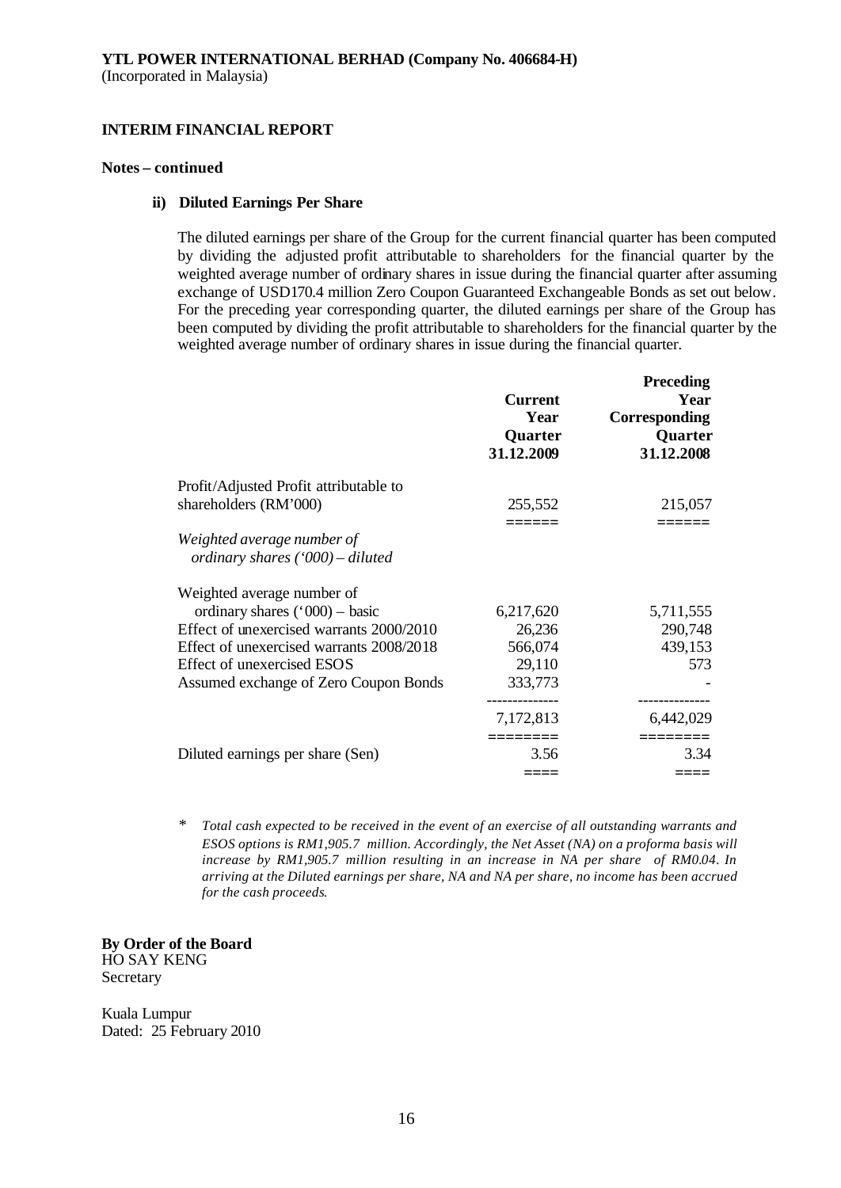**YTL POWER INTERNATIONAL BERHAD (Company No. 406684-H)**
(Incorporated in Malaysia)

**INTERIM FINANCIAL REPORT**

**Notes – continued**

**ii) Diluted Earnings Per Share**

The diluted earnings per share of the Group for the current financial quarter has been computed by dividing the adjusted profit attributable to shareholders for the financial quarter by the weighted average number of ordinary shares in issue during the financial quarter after assuming exchange of USD170.4 million Zero Coupon Guaranteed Exchangeable Bonds as set out below. For the preceding year corresponding quarter, the diluted earnings per share of the Group has been computed by dividing the profit attributable to shareholders for the financial quarter by the weighted average number of ordinary shares in issue during the financial quarter.

| | Current Year Quarter 31.12.2009 | Preceding Year Corresponding Quarter 31.12.2008 |
|---|---|---|
| Profit/Adjusted Profit attributable to shareholders (RM'000) | 255,552 | 215,057 |
| *Weighted average number of ordinary shares ('000) – diluted* | | |
| Weighted average number of ordinary shares ('000) – basic | 6,217,620 | 5,711,555 |
| Effect of unexercised warrants 2000/2010 | 26,236 | 290,748 |
| Effect of unexercised warrants 2008/2018 | 566,074 | 439,153 |
| Effect of unexercised ESOS | 29,110 | 573 |
| Assumed exchange of Zero Coupon Bonds | 333,773 | - |
| | 7,172,813 | 6,442,029 |
| Diluted earnings per share (Sen) | 3.56 | 3.34 |

\* *Total cash expected to be received in the event of an exercise of all outstanding warrants and ESOS options is RM1,905.7 million. Accordingly, the Net Asset (NA) on a proforma basis will increase by RM1,905.7 million resulting in an increase in NA per share of RM0.04. In arriving at the Diluted earnings per share, NA and NA per share, no income has been accrued for the cash proceeds.*

**By Order of the Board**
HO SAY KENG
Secretary

Kuala Lumpur
Dated: 25 February 2010